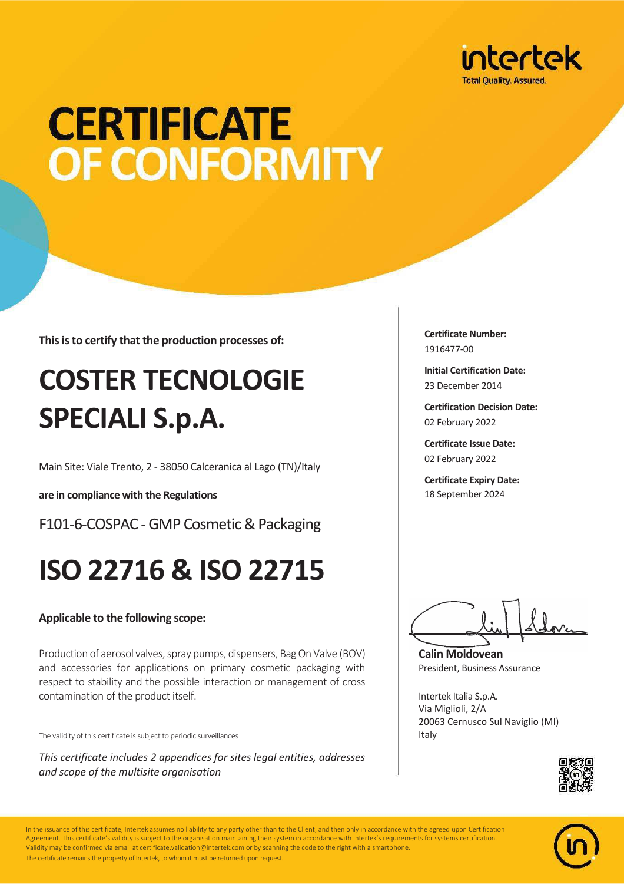intertek
Total Quality. Assured.

# CERTIFICATE OF CONFORMITY

**This is to certify that the production processes of:**

# COSTER TECNOLOGIE SPECIALI S.p.A.

Main Site: Viale Trento, 2 - 38050 Calceranica al Lago (TN)/Italy

**are in compliance with the Regulations**

F101-6-COSPAC - GMP Cosmetic & Packaging

# ISO 22716 & ISO 22715

**Applicable to the following scope:**

Production of aerosol valves, spray pumps, dispensers, Bag On Valve (BOV) and accessories for applications on primary cosmetic packaging with respect to stability and the possible interaction or management of cross contamination of the product itself.

The validity of this certificate is subject to periodic surveillances

*This certificate includes 2 appendices for sites legal entities, addresses and scope of the multisite organisation*

**Certificate Number:**
1916477-00

**Initial Certification Date:**
23 December 2014

**Certification Decision Date:**
02 February 2022

**Certificate Issue Date:**
02 February 2022

**Certificate Expiry Date:**
18 September 2024

**Calin Moldovean**
President, Business Assurance

Intertek Italia S.p.A.
Via Miglioli, 2/A
20063 Cernusco Sul Naviglio (MI)
Italy

In the issuance of this certificate, Intertek assumes no liability to any party other than to the Client, and then only in accordance with the agreed upon Certification Agreement. This certificate's validity is subject to the organisation maintaining their system in accordance with Intertek's requirements for systems certification. Validity may be confirmed via email at certificate.validation@intertek.com or by scanning the code to the right with a smartphone.
The certificate remains the property of Intertek, to whom it must be returned upon request.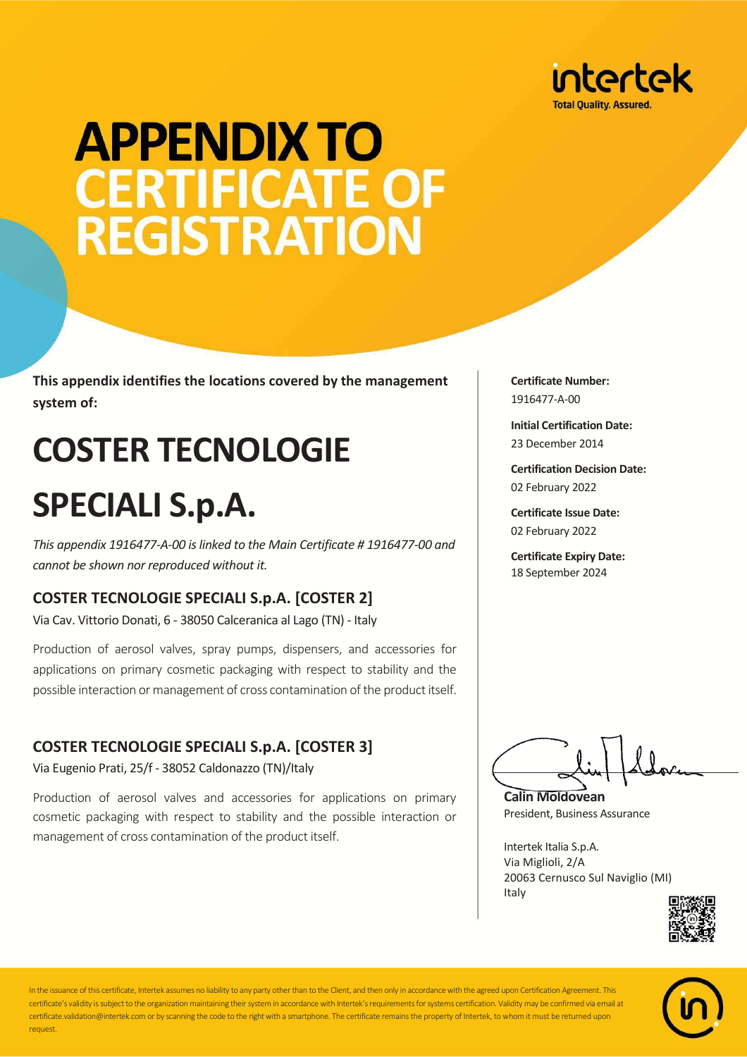intertek
Total Quality. Assured.

# APPENDIX TO CERTIFICATE OF REGISTRATION

**This appendix identifies the locations covered by the management system of:**

# COSTER TECNOLOGIE SPECIALI S.p.A.

*This appendix 1916477-A-00 is linked to the Main Certificate # 1916477-00 and cannot be shown nor reproduced without it.*

## COSTER TECNOLOGIE SPECIALI S.p.A. [COSTER 2]

Via Cav. Vittorio Donati, 6 - 38050 Calceranica al Lago (TN) - Italy

Production of aerosol valves, spray pumps, dispensers, and accessories for applications on primary cosmetic packaging with respect to stability and the possible interaction or management of cross contamination of the product itself.

## COSTER TECNOLOGIE SPECIALI S.p.A. [COSTER 3]

Via Eugenio Prati, 25/f - 38052 Caldonazzo (TN)/Italy

Production of aerosol valves and accessories for applications on primary cosmetic packaging with respect to stability and the possible interaction or management of cross contamination of the product itself.

**Certificate Number:**
1916477-A-00

**Initial Certification Date:**
23 December 2014

**Certification Decision Date:**
02 February 2022

**Certificate Issue Date:**
02 February 2022

**Certificate Expiry Date:**
18 September 2024

**Calin Moldovean**
President, Business Assurance

Intertek Italia S.p.A.
Via Miglioli, 2/A
20063 Cernusco Sul Naviglio (MI)
Italy

In the issuance of this certificate, Intertek assumes no liability to any party other than to the Client, and then only in accordance with the agreed upon Certification Agreement. This certificate's validity is subject to the organization maintaining their system in accordance with Intertek's requirements for systems certification. Validity may be confirmed via email at certificate.validation@intertek.com or by scanning the code to the right with a smartphone. The certificate remains the property of Intertek, to whom it must be returned upon request.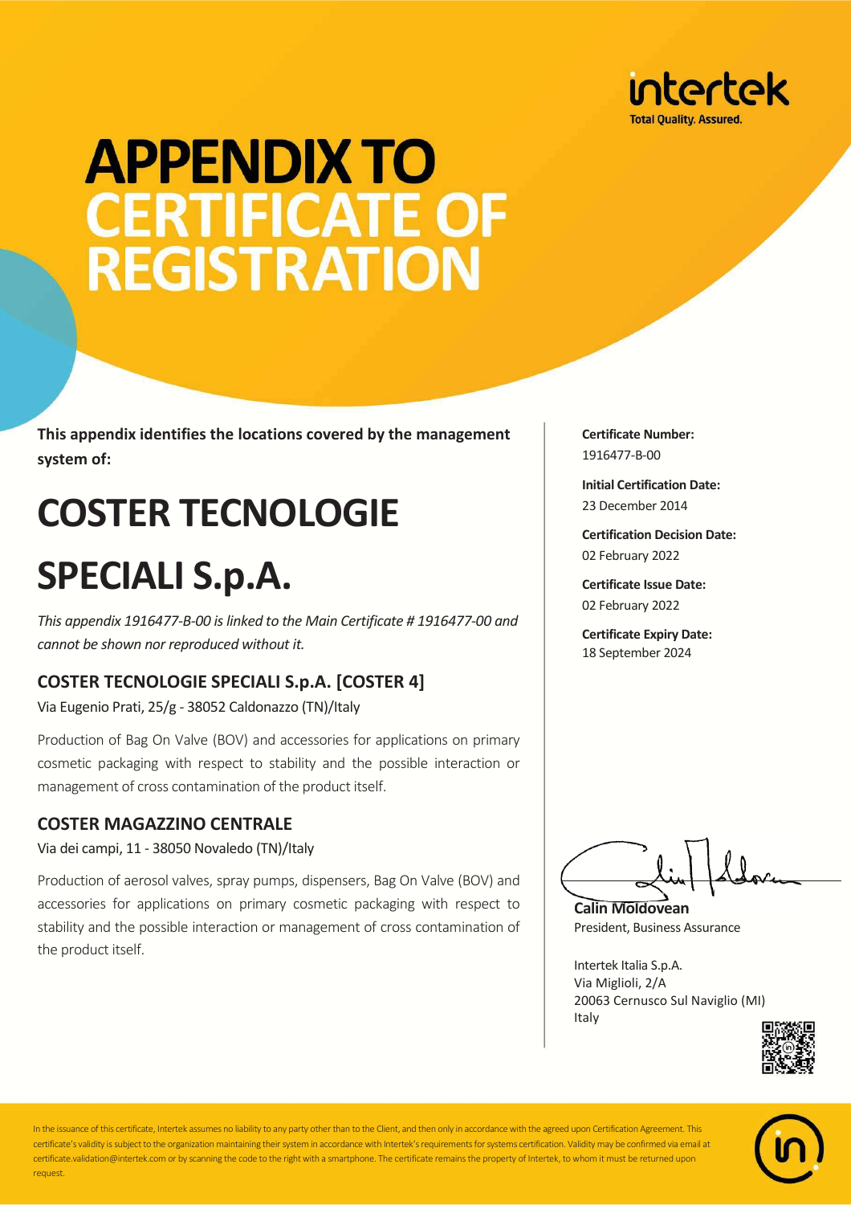intertek
Total Quality. Assured.

# APPENDIX TO CERTIFICATE OF REGISTRATION

**This appendix identifies the locations covered by the management system of:**

# COSTER TECNOLOGIE SPECIALI S.p.A.

*This appendix 1916477-B-00 is linked to the Main Certificate # 1916477-00 and cannot be shown nor reproduced without it.*

## COSTER TECNOLOGIE SPECIALI S.p.A. [COSTER 4]

Via Eugenio Prati, 25/g - 38052 Caldonazzo (TN)/Italy

Production of Bag On Valve (BOV) and accessories for applications on primary cosmetic packaging with respect to stability and the possible interaction or management of cross contamination of the product itself.

## COSTER MAGAZZINO CENTRALE

Via dei campi, 11 - 38050 Novaledo (TN)/Italy

Production of aerosol valves, spray pumps, dispensers, Bag On Valve (BOV) and accessories for applications on primary cosmetic packaging with respect to stability and the possible interaction or management of cross contamination of the product itself.

**Certificate Number:**
1916477-B-00

**Initial Certification Date:**
23 December 2014

**Certification Decision Date:**
02 February 2022

**Certificate Issue Date:**
02 February 2022

**Certificate Expiry Date:**
18 September 2024

**Calin Moldovean**
President, Business Assurance

Intertek Italia S.p.A.
Via Miglioli, 2/A
20063 Cernusco Sul Naviglio (MI)
Italy

In the issuance of this certificate, Intertek assumes no liability to any party other than to the Client, and then only in accordance with the agreed upon Certification Agreement. This certificate's validity is subject to the organization maintaining their system in accordance with Intertek's requirements for systems certification. Validity may be confirmed via email at certificate.validation@intertek.com or by scanning the code to the right with a smartphone. The certificate remains the property of Intertek, to whom it must be returned upon request.